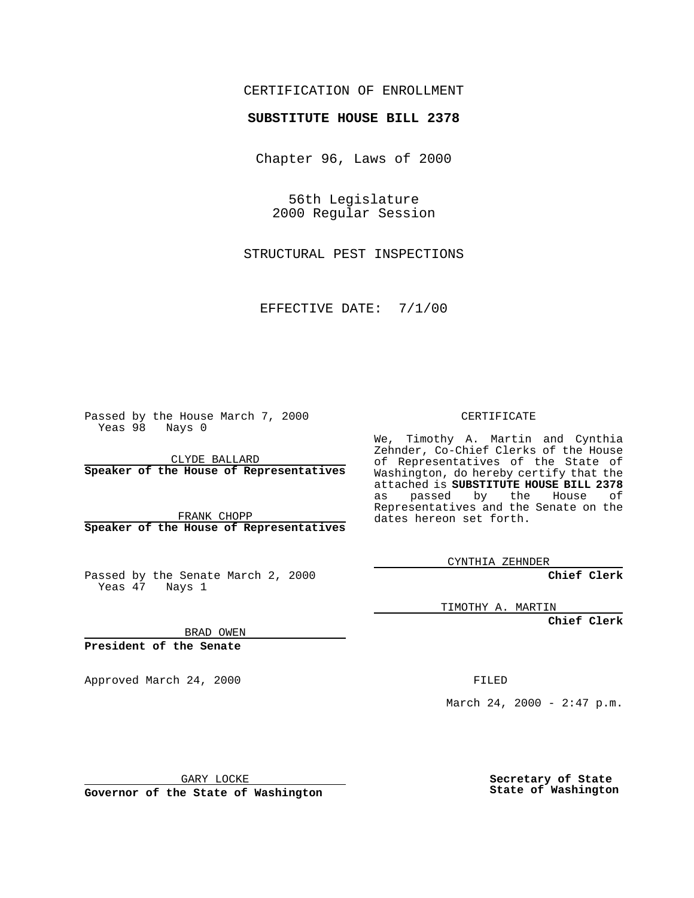CERTIFICATION OF ENROLLMENT

**SUBSTITUTE HOUSE BILL 2378**

Chapter 96, Laws of 2000

56th Legislature
2000 Regular Session

STRUCTURAL PEST INSPECTIONS

EFFECTIVE DATE: 7/1/00

Passed by the House March 7, 2000
Yeas 98 Nays 0

CLYDE BALLARD
**Speaker of the House of Representatives**

FRANK CHOPP
**Speaker of the House of Representatives**

Passed by the Senate March 2, 2000
Yeas 47 Nays 1

BRAD OWEN
**President of the Senate**

Approved March 24, 2000

GARY LOCKE
**Governor of the State of Washington**

CERTIFICATE

We, Timothy A. Martin and Cynthia Zehnder, Co-Chief Clerks of the House of Representatives of the State of Washington, do hereby certify that the attached is **SUBSTITUTE HOUSE BILL 2378** as passed by the House of Representatives and the Senate on the dates hereon set forth.

CYNTHIA ZEHNDER
**Chief Clerk**

TIMOTHY A. MARTIN
**Chief Clerk**

FILED

March 24, 2000 - 2:47 p.m.

**Secretary of State**
**State of Washington**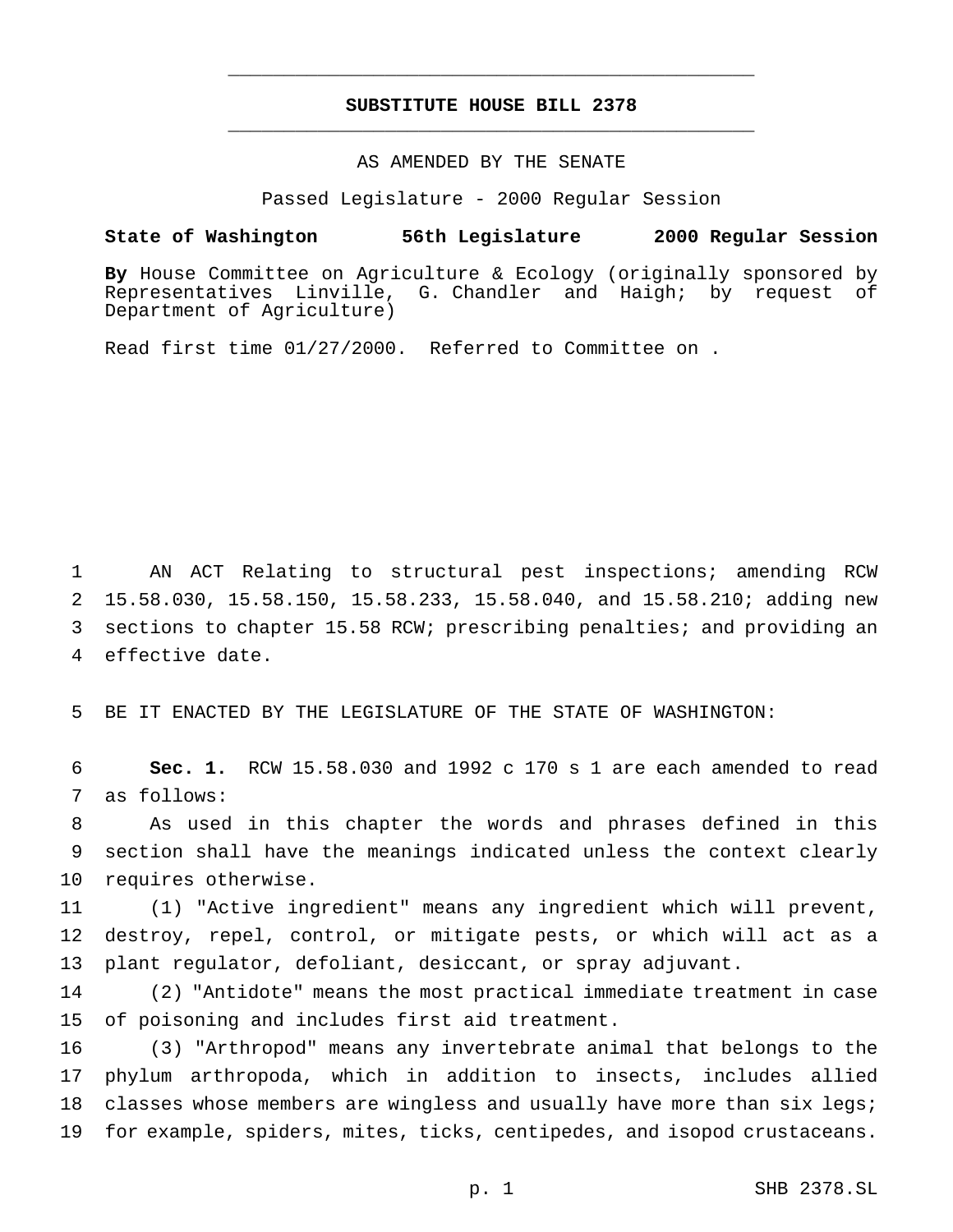# SUBSTITUTE HOUSE BILL 2378

AS AMENDED BY THE SENATE

Passed Legislature - 2000 Regular Session

**State of Washington 56th Legislature 2000 Regular Session**

**By** House Committee on Agriculture & Ecology (originally sponsored by Representatives Linville, G. Chandler and Haigh; by request of Department of Agriculture)

Read first time 01/27/2000. Referred to Committee on .

AN ACT Relating to structural pest inspections; amending RCW 15.58.030, 15.58.150, 15.58.233, 15.58.040, and 15.58.210; adding new sections to chapter 15.58 RCW; prescribing penalties; and providing an effective date.

BE IT ENACTED BY THE LEGISLATURE OF THE STATE OF WASHINGTON:

**Sec. 1.** RCW 15.58.030 and 1992 c 170 s 1 are each amended to read as follows:

As used in this chapter the words and phrases defined in this section shall have the meanings indicated unless the context clearly requires otherwise.

(1) "Active ingredient" means any ingredient which will prevent, destroy, repel, control, or mitigate pests, or which will act as a plant regulator, defoliant, desiccant, or spray adjuvant.

(2) "Antidote" means the most practical immediate treatment in case of poisoning and includes first aid treatment.

(3) "Arthropod" means any invertebrate animal that belongs to the phylum arthropoda, which in addition to insects, includes allied classes whose members are wingless and usually have more than six legs; for example, spiders, mites, ticks, centipedes, and isopod crustaceans.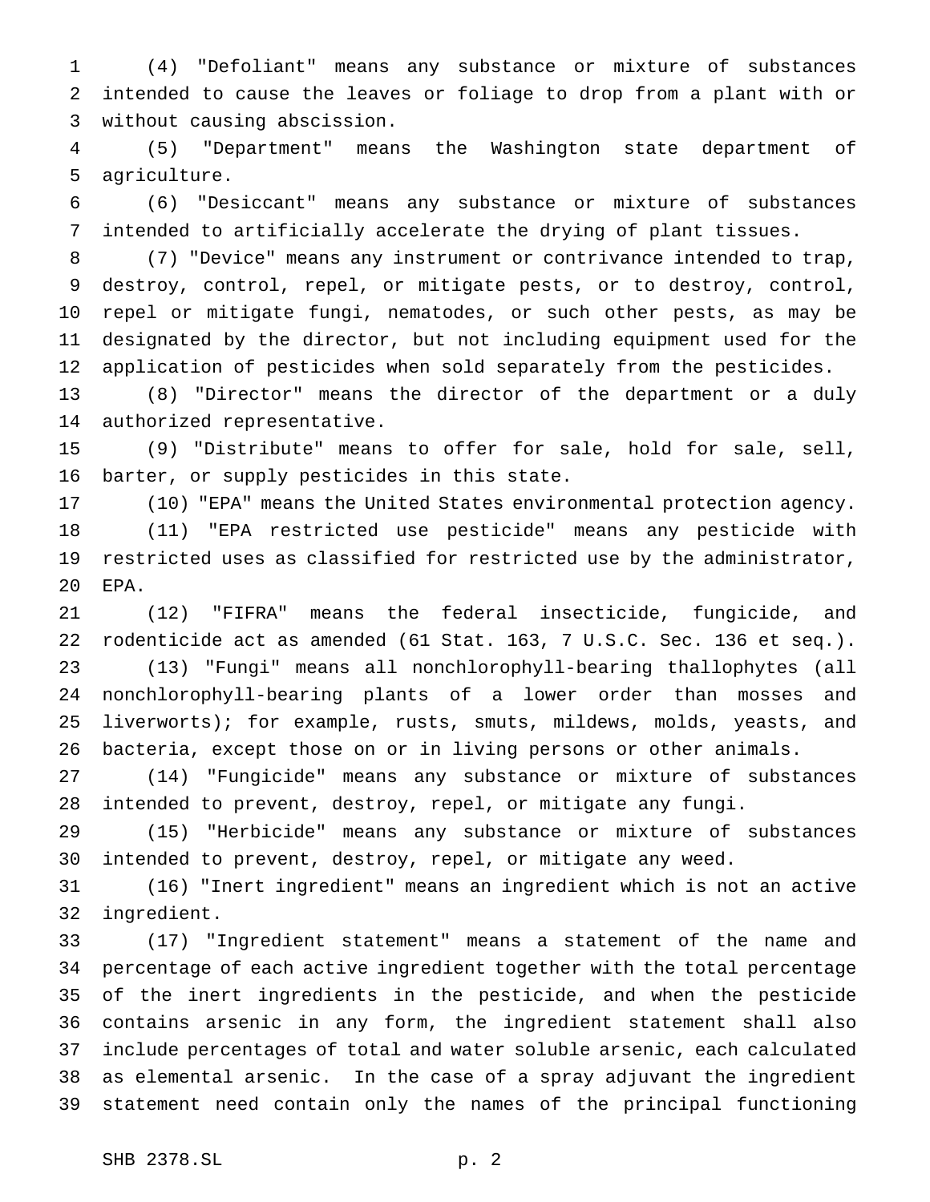(4) "Defoliant" means any substance or mixture of substances intended to cause the leaves or foliage to drop from a plant with or without causing abscission.

(5) "Department" means the Washington state department of agriculture.

(6) "Desiccant" means any substance or mixture of substances intended to artificially accelerate the drying of plant tissues.

(7) "Device" means any instrument or contrivance intended to trap, destroy, control, repel, or mitigate pests, or to destroy, control, repel or mitigate fungi, nematodes, or such other pests, as may be designated by the director, but not including equipment used for the application of pesticides when sold separately from the pesticides.

(8) "Director" means the director of the department or a duly authorized representative.

(9) "Distribute" means to offer for sale, hold for sale, sell, barter, or supply pesticides in this state.

(10) "EPA" means the United States environmental protection agency.

(11) "EPA restricted use pesticide" means any pesticide with restricted uses as classified for restricted use by the administrator, EPA.

(12) "FIFRA" means the federal insecticide, fungicide, and rodenticide act as amended (61 Stat. 163, 7 U.S.C. Sec. 136 et seq.).

(13) "Fungi" means all nonchlorophyll-bearing thallophytes (all nonchlorophyll-bearing plants of a lower order than mosses and liverworts); for example, rusts, smuts, mildews, molds, yeasts, and bacteria, except those on or in living persons or other animals.

(14) "Fungicide" means any substance or mixture of substances intended to prevent, destroy, repel, or mitigate any fungi.

(15) "Herbicide" means any substance or mixture of substances intended to prevent, destroy, repel, or mitigate any weed.

(16) "Inert ingredient" means an ingredient which is not an active ingredient.

(17) "Ingredient statement" means a statement of the name and percentage of each active ingredient together with the total percentage of the inert ingredients in the pesticide, and when the pesticide contains arsenic in any form, the ingredient statement shall also include percentages of total and water soluble arsenic, each calculated as elemental arsenic. In the case of a spray adjuvant the ingredient statement need contain only the names of the principal functioning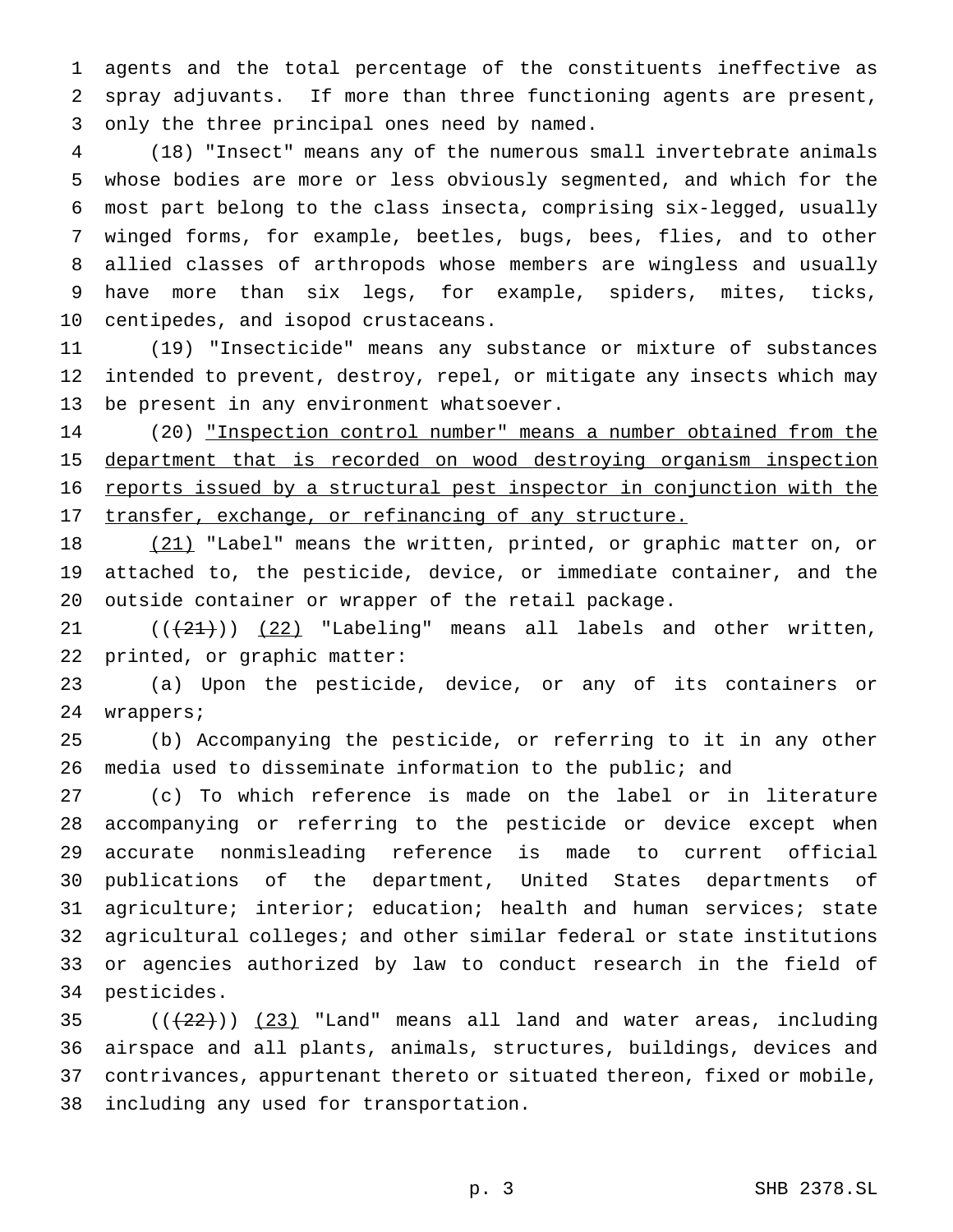agents and the total percentage of the constituents ineffective as spray adjuvants. If more than three functioning agents are present, only the three principal ones need by named.

(18) "Insect" means any of the numerous small invertebrate animals whose bodies are more or less obviously segmented, and which for the most part belong to the class insecta, comprising six-legged, usually winged forms, for example, beetles, bugs, bees, flies, and to other allied classes of arthropods whose members are wingless and usually have more than six legs, for example, spiders, mites, ticks, centipedes, and isopod crustaceans.

(19) "Insecticide" means any substance or mixture of substances intended to prevent, destroy, repel, or mitigate any insects which may be present in any environment whatsoever.

(20) <u>"Inspection control number" means a number obtained from the department that is recorded on wood destroying organism inspection reports issued by a structural pest inspector in conjunction with the transfer, exchange, or refinancing of any structure.</u>

<u>(21)</u> "Label" means the written, printed, or graphic matter on, or attached to, the pesticide, device, or immediate container, and the outside container or wrapper of the retail package.

((~~(21)~~)) <u>(22)</u> "Labeling" means all labels and other written, printed, or graphic matter:

(a) Upon the pesticide, device, or any of its containers or wrappers;

(b) Accompanying the pesticide, or referring to it in any other media used to disseminate information to the public; and

(c) To which reference is made on the label or in literature accompanying or referring to the pesticide or device except when accurate nonmisleading reference is made to current official publications of the department, United States departments of agriculture; interior; education; health and human services; state agricultural colleges; and other similar federal or state institutions or agencies authorized by law to conduct research in the field of pesticides.

((~~(22)~~)) <u>(23)</u> "Land" means all land and water areas, including airspace and all plants, animals, structures, buildings, devices and contrivances, appurtenant thereto or situated thereon, fixed or mobile, including any used for transportation.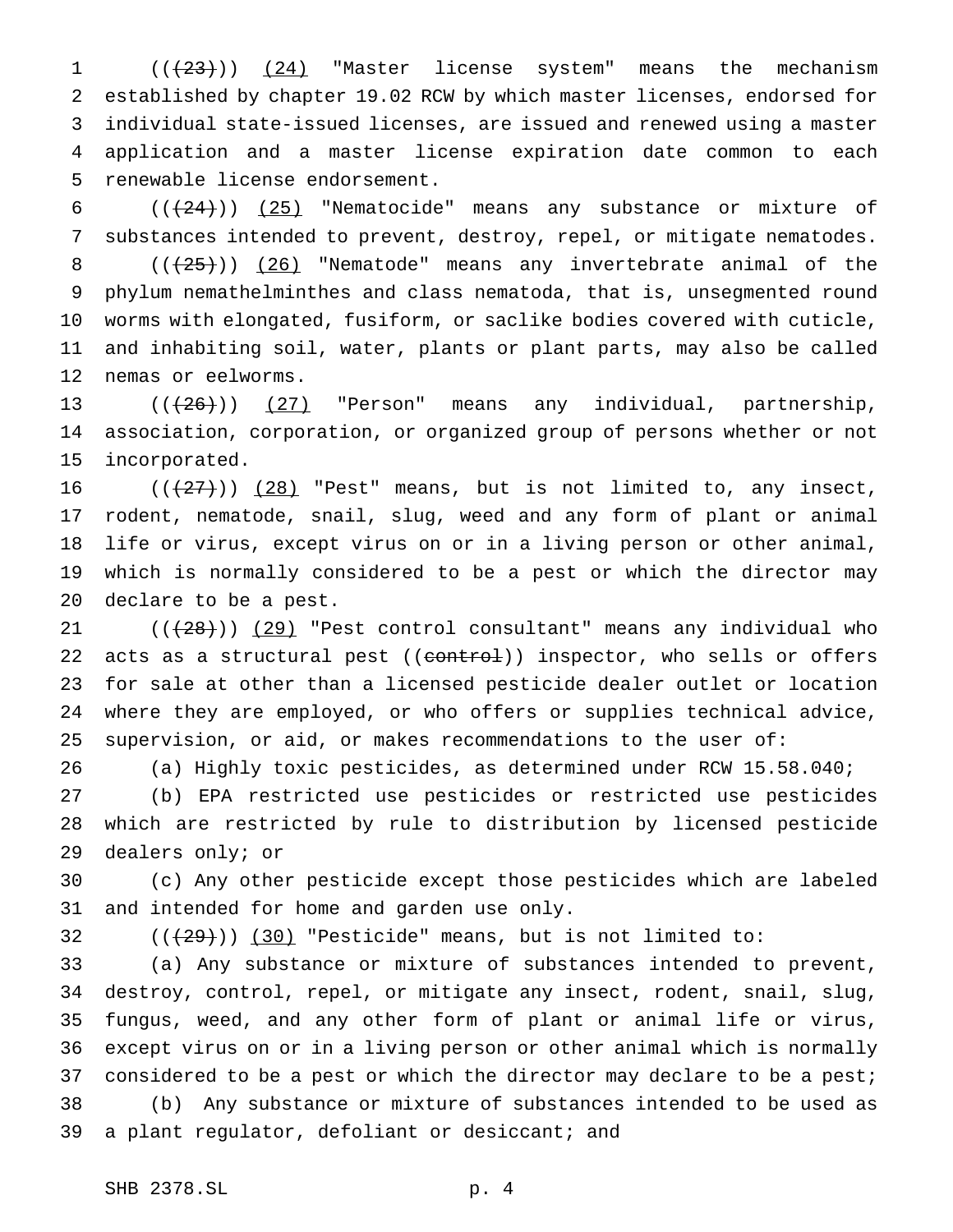(((23))) (24) "Master license system" means the mechanism established by chapter 19.02 RCW by which master licenses, endorsed for individual state-issued licenses, are issued and renewed using a master application and a master license expiration date common to each renewable license endorsement.

(((24))) (25) "Nematocide" means any substance or mixture of substances intended to prevent, destroy, repel, or mitigate nematodes.

(((25))) (26) "Nematode" means any invertebrate animal of the phylum nemathelminthes and class nematoda, that is, unsegmented round worms with elongated, fusiform, or saclike bodies covered with cuticle, and inhabiting soil, water, plants or plant parts, may also be called nemas or eelworms.

(((26))) (27) "Person" means any individual, partnership, association, corporation, or organized group of persons whether or not incorporated.

(((27))) (28) "Pest" means, but is not limited to, any insect, rodent, nematode, snail, slug, weed and any form of plant or animal life or virus, except virus on or in a living person or other animal, which is normally considered to be a pest or which the director may declare to be a pest.

(((28))) (29) "Pest control consultant" means any individual who acts as a structural pest ((control)) inspector, who sells or offers for sale at other than a licensed pesticide dealer outlet or location where they are employed, or who offers or supplies technical advice, supervision, or aid, or makes recommendations to the user of:

(a) Highly toxic pesticides, as determined under RCW 15.58.040;

(b) EPA restricted use pesticides or restricted use pesticides which are restricted by rule to distribution by licensed pesticide dealers only; or

(c) Any other pesticide except those pesticides which are labeled and intended for home and garden use only.

(((29))) (30) "Pesticide" means, but is not limited to:

(a) Any substance or mixture of substances intended to prevent, destroy, control, repel, or mitigate any insect, rodent, snail, slug, fungus, weed, and any other form of plant or animal life or virus, except virus on or in a living person or other animal which is normally considered to be a pest or which the director may declare to be a pest;

(b) Any substance or mixture of substances intended to be used as a plant regulator, defoliant or desiccant; and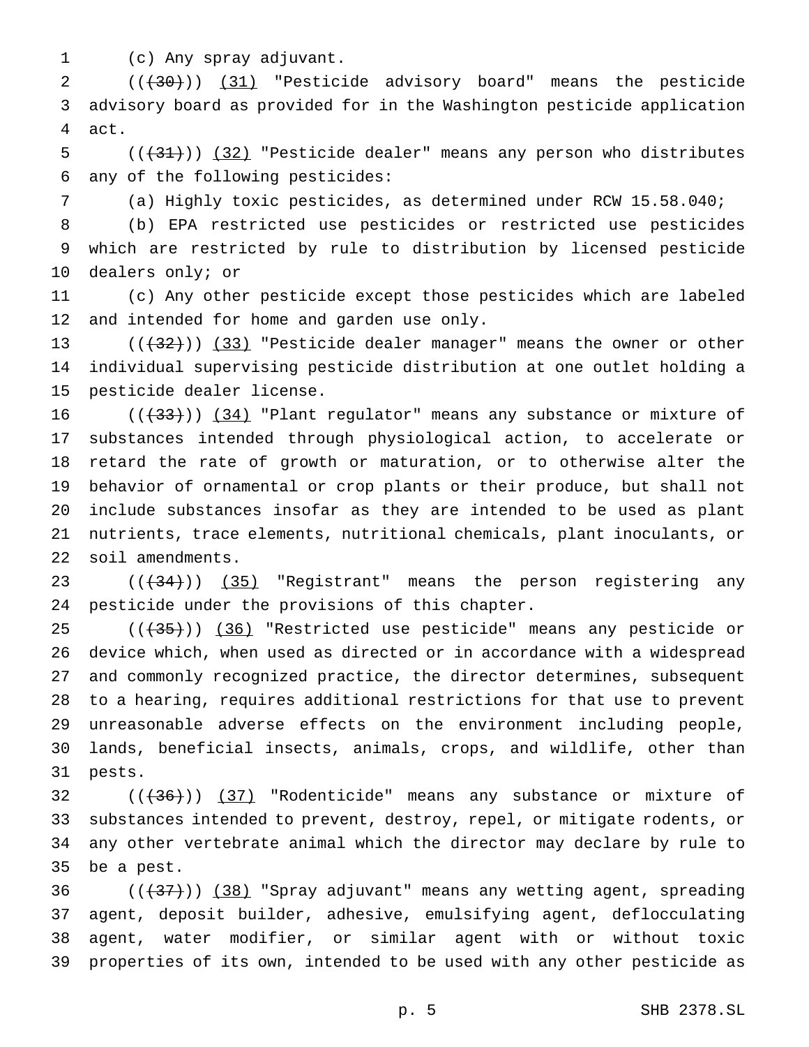(c) Any spray adjuvant.

(((30))) (31) "Pesticide advisory board" means the pesticide advisory board as provided for in the Washington pesticide application act.

(((31))) (32) "Pesticide dealer" means any person who distributes any of the following pesticides:

(a) Highly toxic pesticides, as determined under RCW 15.58.040;

(b) EPA restricted use pesticides or restricted use pesticides which are restricted by rule to distribution by licensed pesticide dealers only; or

(c) Any other pesticide except those pesticides which are labeled and intended for home and garden use only.

(((32))) (33) "Pesticide dealer manager" means the owner or other individual supervising pesticide distribution at one outlet holding a pesticide dealer license.

(((33))) (34) "Plant regulator" means any substance or mixture of substances intended through physiological action, to accelerate or retard the rate of growth or maturation, or to otherwise alter the behavior of ornamental or crop plants or their produce, but shall not include substances insofar as they are intended to be used as plant nutrients, trace elements, nutritional chemicals, plant inoculants, or soil amendments.

(((34))) (35) "Registrant" means the person registering any pesticide under the provisions of this chapter.

(((35))) (36) "Restricted use pesticide" means any pesticide or device which, when used as directed or in accordance with a widespread and commonly recognized practice, the director determines, subsequent to a hearing, requires additional restrictions for that use to prevent unreasonable adverse effects on the environment including people, lands, beneficial insects, animals, crops, and wildlife, other than pests.

(((36))) (37) "Rodenticide" means any substance or mixture of substances intended to prevent, destroy, repel, or mitigate rodents, or any other vertebrate animal which the director may declare by rule to be a pest.

(((37))) (38) "Spray adjuvant" means any wetting agent, spreading agent, deposit builder, adhesive, emulsifying agent, deflocculating agent, water modifier, or similar agent with or without toxic properties of its own, intended to be used with any other pesticide as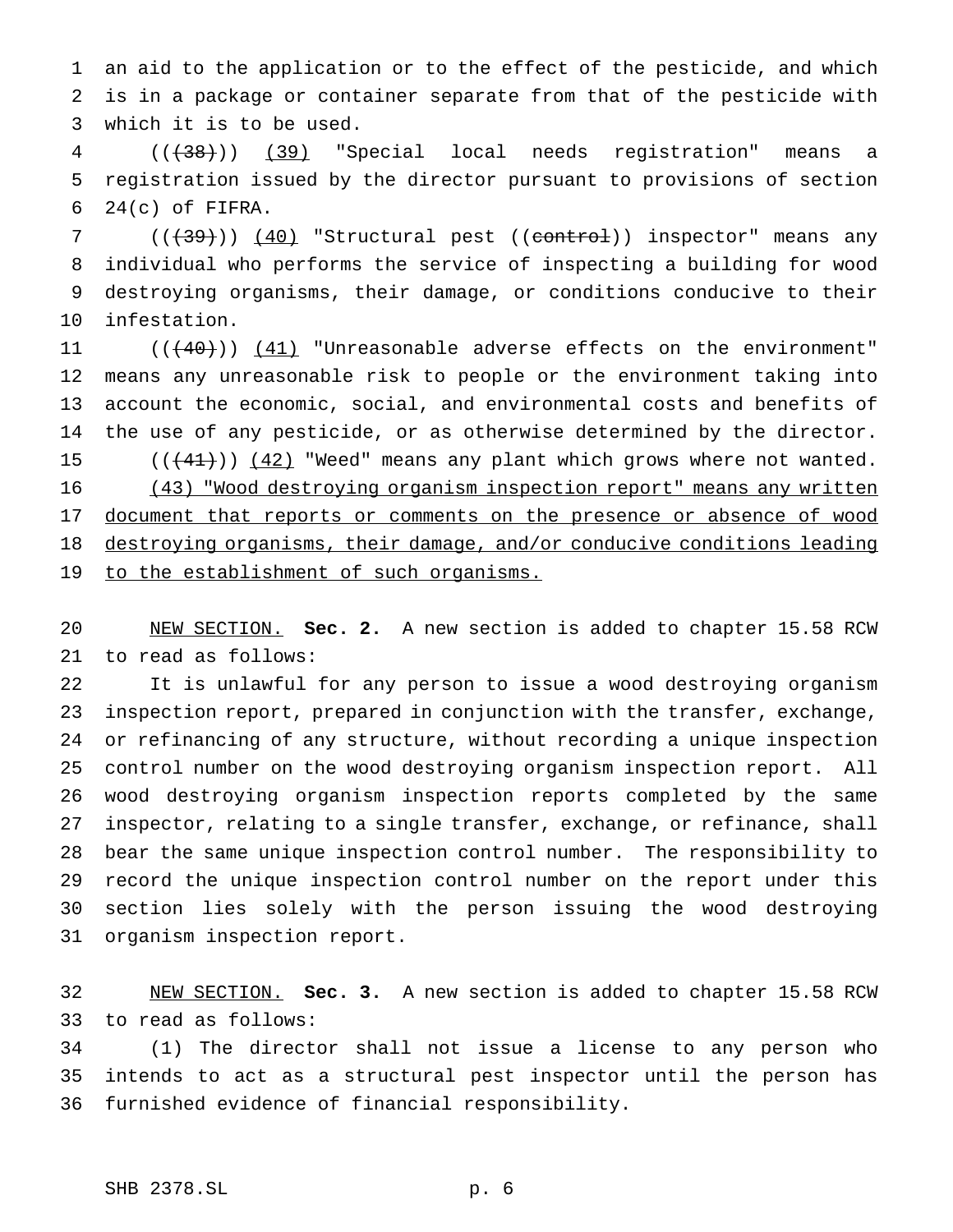an aid to the application or to the effect of the pesticide, and which is in a package or container separate from that of the pesticide with which it is to be used.

(((38))) (39) "Special local needs registration" means a registration issued by the director pursuant to provisions of section 24(c) of FIFRA.

(((39))) (40) "Structural pest ((control)) inspector" means any individual who performs the service of inspecting a building for wood destroying organisms, their damage, or conditions conducive to their infestation.

(((40))) (41) "Unreasonable adverse effects on the environment" means any unreasonable risk to people or the environment taking into account the economic, social, and environmental costs and benefits of the use of any pesticide, or as otherwise determined by the director.

(((41))) (42) "Weed" means any plant which grows where not wanted.

(43) "Wood destroying organism inspection report" means any written document that reports or comments on the presence or absence of wood destroying organisms, their damage, and/or conducive conditions leading to the establishment of such organisms.

NEW SECTION. **Sec. 2.** A new section is added to chapter 15.58 RCW to read as follows:

It is unlawful for any person to issue a wood destroying organism inspection report, prepared in conjunction with the transfer, exchange, or refinancing of any structure, without recording a unique inspection control number on the wood destroying organism inspection report. All wood destroying organism inspection reports completed by the same inspector, relating to a single transfer, exchange, or refinance, shall bear the same unique inspection control number. The responsibility to record the unique inspection control number on the report under this section lies solely with the person issuing the wood destroying organism inspection report.

NEW SECTION. **Sec. 3.** A new section is added to chapter 15.58 RCW to read as follows:

(1) The director shall not issue a license to any person who intends to act as a structural pest inspector until the person has furnished evidence of financial responsibility.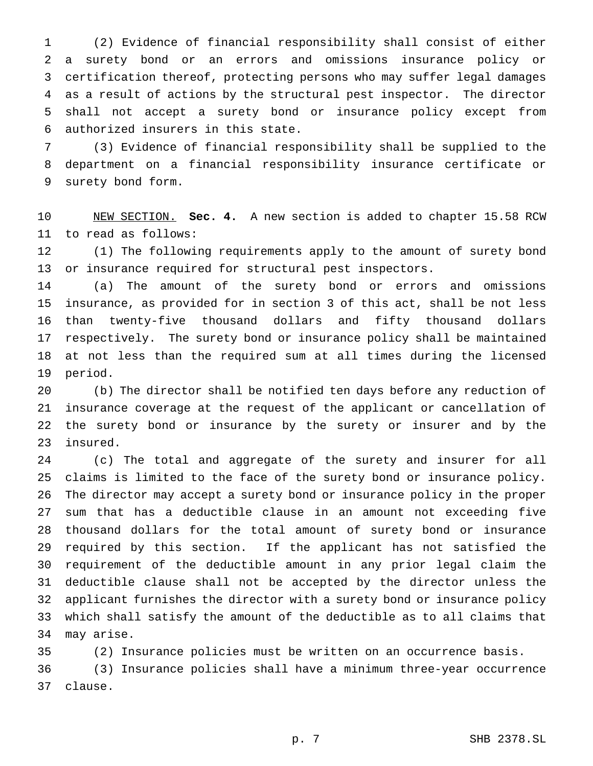(2) Evidence of financial responsibility shall consist of either a surety bond or an errors and omissions insurance policy or certification thereof, protecting persons who may suffer legal damages as a result of actions by the structural pest inspector. The director shall not accept a surety bond or insurance policy except from authorized insurers in this state.

(3) Evidence of financial responsibility shall be supplied to the department on a financial responsibility insurance certificate or surety bond form.

NEW SECTION. **Sec. 4.** A new section is added to chapter 15.58 RCW to read as follows:

(1) The following requirements apply to the amount of surety bond or insurance required for structural pest inspectors.

(a) The amount of the surety bond or errors and omissions insurance, as provided for in section 3 of this act, shall be not less than twenty-five thousand dollars and fifty thousand dollars respectively. The surety bond or insurance policy shall be maintained at not less than the required sum at all times during the licensed period.

(b) The director shall be notified ten days before any reduction of insurance coverage at the request of the applicant or cancellation of the surety bond or insurance by the surety or insurer and by the insured.

(c) The total and aggregate of the surety and insurer for all claims is limited to the face of the surety bond or insurance policy. The director may accept a surety bond or insurance policy in the proper sum that has a deductible clause in an amount not exceeding five thousand dollars for the total amount of surety bond or insurance required by this section. If the applicant has not satisfied the requirement of the deductible amount in any prior legal claim the deductible clause shall not be accepted by the director unless the applicant furnishes the director with a surety bond or insurance policy which shall satisfy the amount of the deductible as to all claims that may arise.

(2) Insurance policies must be written on an occurrence basis.

(3) Insurance policies shall have a minimum three-year occurrence clause.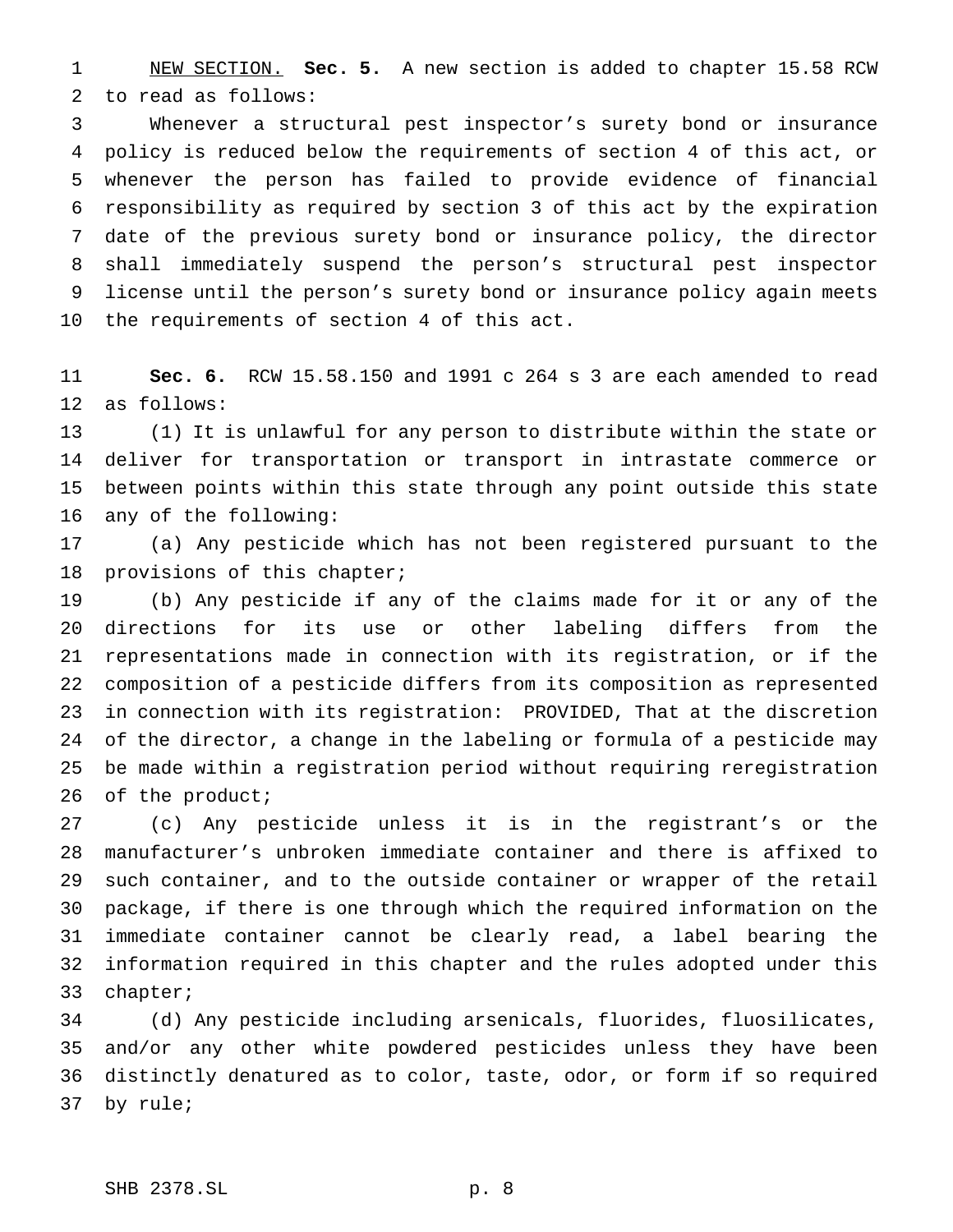NEW SECTION. **Sec. 5.** A new section is added to chapter 15.58 RCW to read as follows:

Whenever a structural pest inspector's surety bond or insurance policy is reduced below the requirements of section 4 of this act, or whenever the person has failed to provide evidence of financial responsibility as required by section 3 of this act by the expiration date of the previous surety bond or insurance policy, the director shall immediately suspend the person's structural pest inspector license until the person's surety bond or insurance policy again meets the requirements of section 4 of this act.

**Sec. 6.** RCW 15.58.150 and 1991 c 264 s 3 are each amended to read as follows:

(1) It is unlawful for any person to distribute within the state or deliver for transportation or transport in intrastate commerce or between points within this state through any point outside this state any of the following:

(a) Any pesticide which has not been registered pursuant to the provisions of this chapter;

(b) Any pesticide if any of the claims made for it or any of the directions for its use or other labeling differs from the representations made in connection with its registration, or if the composition of a pesticide differs from its composition as represented in connection with its registration: PROVIDED, That at the discretion of the director, a change in the labeling or formula of a pesticide may be made within a registration period without requiring reregistration of the product;

(c) Any pesticide unless it is in the registrant's or the manufacturer's unbroken immediate container and there is affixed to such container, and to the outside container or wrapper of the retail package, if there is one through which the required information on the immediate container cannot be clearly read, a label bearing the information required in this chapter and the rules adopted under this chapter;

(d) Any pesticide including arsenicals, fluorides, fluosilicates, and/or any other white powdered pesticides unless they have been distinctly denatured as to color, taste, odor, or form if so required by rule;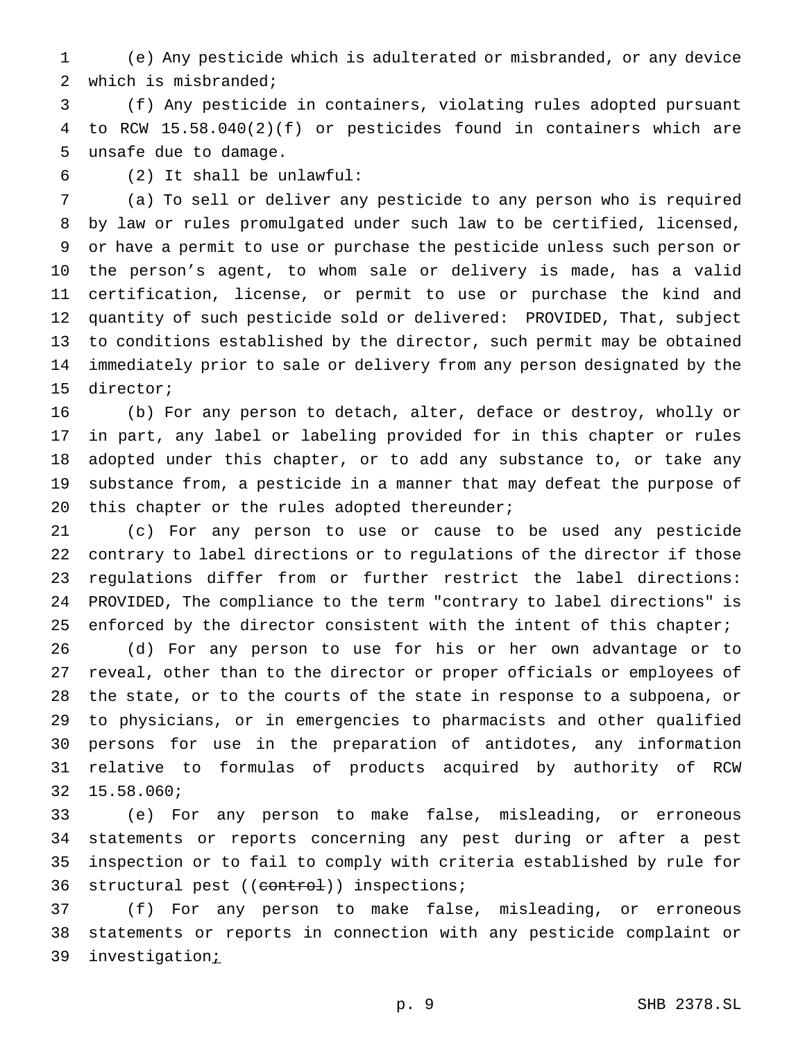(e) Any pesticide which is adulterated or misbranded, or any device which is misbranded;

(f) Any pesticide in containers, violating rules adopted pursuant to RCW 15.58.040(2)(f) or pesticides found in containers which are unsafe due to damage.

(2) It shall be unlawful:

(a) To sell or deliver any pesticide to any person who is required by law or rules promulgated under such law to be certified, licensed, or have a permit to use or purchase the pesticide unless such person or the person's agent, to whom sale or delivery is made, has a valid certification, license, or permit to use or purchase the kind and quantity of such pesticide sold or delivered: PROVIDED, That, subject to conditions established by the director, such permit may be obtained immediately prior to sale or delivery from any person designated by the director;

(b) For any person to detach, alter, deface or destroy, wholly or in part, any label or labeling provided for in this chapter or rules adopted under this chapter, or to add any substance to, or take any substance from, a pesticide in a manner that may defeat the purpose of this chapter or the rules adopted thereunder;

(c) For any person to use or cause to be used any pesticide contrary to label directions or to regulations of the director if those regulations differ from or further restrict the label directions: PROVIDED, The compliance to the term "contrary to label directions" is enforced by the director consistent with the intent of this chapter;

(d) For any person to use for his or her own advantage or to reveal, other than to the director or proper officials or employees of the state, or to the courts of the state in response to a subpoena, or to physicians, or in emergencies to pharmacists and other qualified persons for use in the preparation of antidotes, any information relative to formulas of products acquired by authority of RCW 15.58.060;

(e) For any person to make false, misleading, or erroneous statements or reports concerning any pest during or after a pest inspection or to fail to comply with criteria established by rule for structural pest ((~~control~~)) inspections;

(f) For any person to make false, misleading, or erroneous statements or reports in connection with any pesticide complaint or investigation;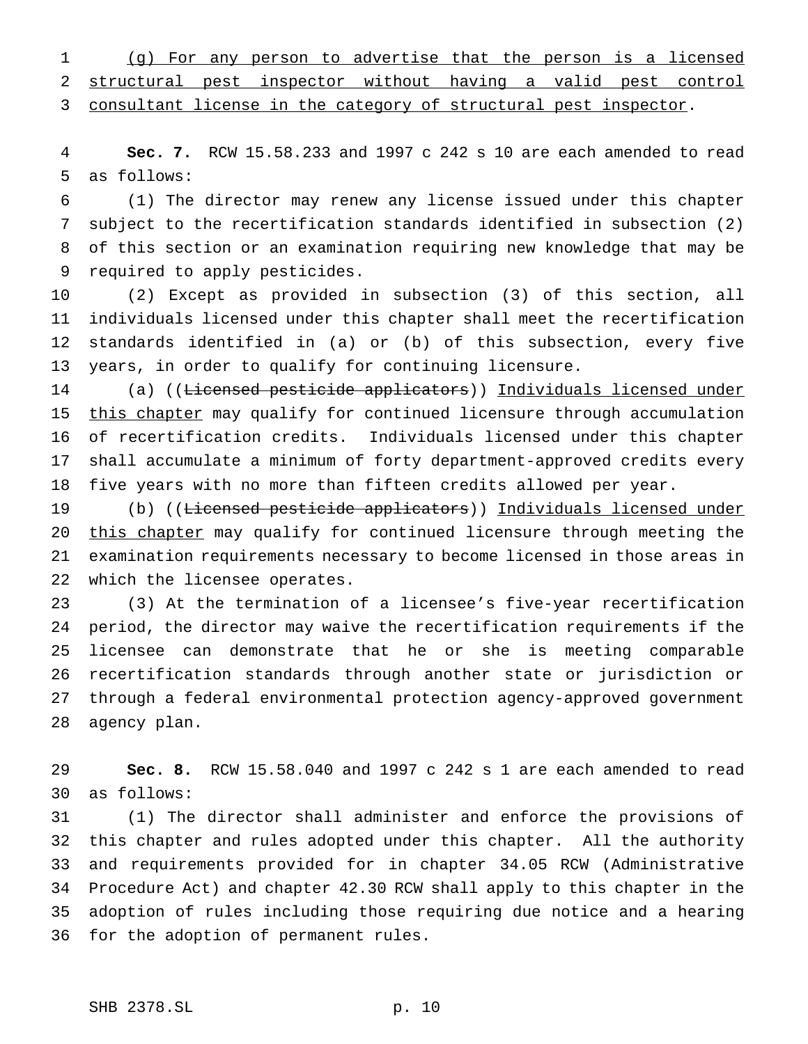<u>(g) For any person to advertise that the person is a licensed structural pest inspector without having a valid pest control consultant license in the category of structural pest inspector</u>.

**Sec. 7.** RCW 15.58.233 and 1997 c 242 s 10 are each amended to read as follows:

(1) The director may renew any license issued under this chapter subject to the recertification standards identified in subsection (2) of this section or an examination requiring new knowledge that may be required to apply pesticides.

(2) Except as provided in subsection (3) of this section, all individuals licensed under this chapter shall meet the recertification standards identified in (a) or (b) of this subsection, every five years, in order to qualify for continuing licensure.

(a) ((~~Licensed pesticide applicators~~)) <u>Individuals licensed under this chapter</u> may qualify for continued licensure through accumulation of recertification credits. Individuals licensed under this chapter shall accumulate a minimum of forty department-approved credits every five years with no more than fifteen credits allowed per year.

(b) ((~~Licensed pesticide applicators~~)) <u>Individuals licensed under this chapter</u> may qualify for continued licensure through meeting the examination requirements necessary to become licensed in those areas in which the licensee operates.

(3) At the termination of a licensee's five-year recertification period, the director may waive the recertification requirements if the licensee can demonstrate that he or she is meeting comparable recertification standards through another state or jurisdiction or through a federal environmental protection agency-approved government agency plan.

**Sec. 8.** RCW 15.58.040 and 1997 c 242 s 1 are each amended to read as follows:

(1) The director shall administer and enforce the provisions of this chapter and rules adopted under this chapter. All the authority and requirements provided for in chapter 34.05 RCW (Administrative Procedure Act) and chapter 42.30 RCW shall apply to this chapter in the adoption of rules including those requiring due notice and a hearing for the adoption of permanent rules.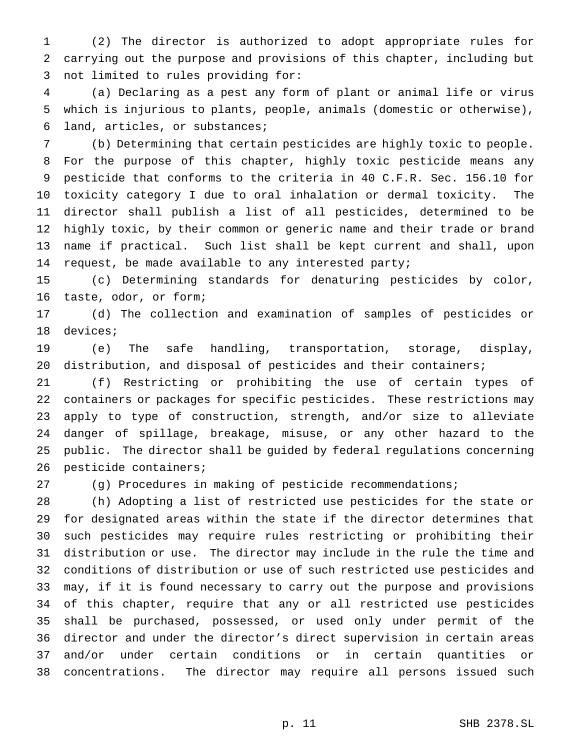(2) The director is authorized to adopt appropriate rules for carrying out the purpose and provisions of this chapter, including but not limited to rules providing for:

(a) Declaring as a pest any form of plant or animal life or virus which is injurious to plants, people, animals (domestic or otherwise), land, articles, or substances;

(b) Determining that certain pesticides are highly toxic to people. For the purpose of this chapter, highly toxic pesticide means any pesticide that conforms to the criteria in 40 C.F.R. Sec. 156.10 for toxicity category I due to oral inhalation or dermal toxicity. The director shall publish a list of all pesticides, determined to be highly toxic, by their common or generic name and their trade or brand name if practical. Such list shall be kept current and shall, upon request, be made available to any interested party;

(c) Determining standards for denaturing pesticides by color, taste, odor, or form;

(d) The collection and examination of samples of pesticides or devices;

(e) The safe handling, transportation, storage, display, distribution, and disposal of pesticides and their containers;

(f) Restricting or prohibiting the use of certain types of containers or packages for specific pesticides. These restrictions may apply to type of construction, strength, and/or size to alleviate danger of spillage, breakage, misuse, or any other hazard to the public. The director shall be guided by federal regulations concerning pesticide containers;

(g) Procedures in making of pesticide recommendations;

(h) Adopting a list of restricted use pesticides for the state or for designated areas within the state if the director determines that such pesticides may require rules restricting or prohibiting their distribution or use. The director may include in the rule the time and conditions of distribution or use of such restricted use pesticides and may, if it is found necessary to carry out the purpose and provisions of this chapter, require that any or all restricted use pesticides shall be purchased, possessed, or used only under permit of the director and under the director's direct supervision in certain areas and/or under certain conditions or in certain quantities or concentrations. The director may require all persons issued such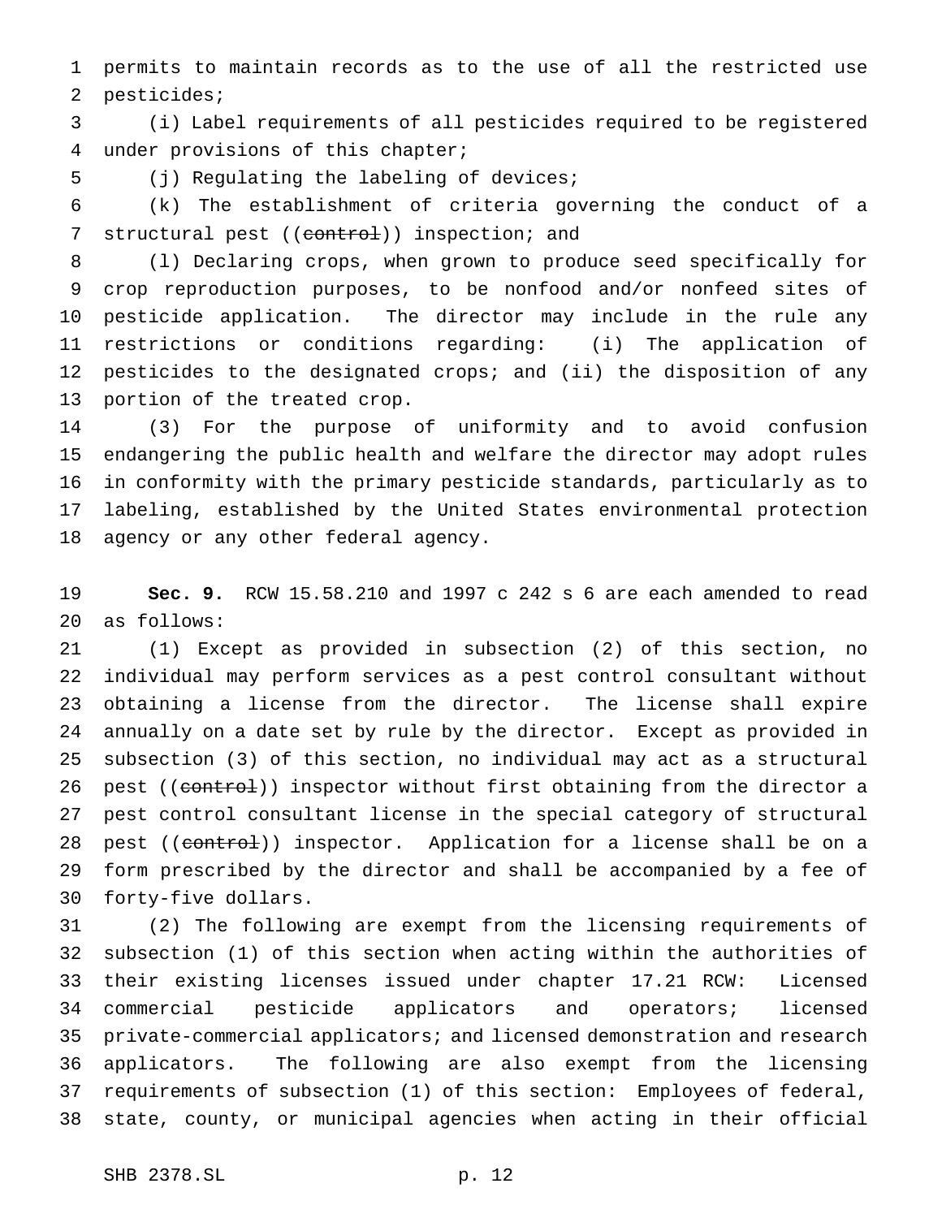permits to maintain records as to the use of all the restricted use pesticides;

(i) Label requirements of all pesticides required to be registered under provisions of this chapter;

(j) Regulating the labeling of devices;

(k) The establishment of criteria governing the conduct of a structural pest ((~~control~~)) inspection; and

(l) Declaring crops, when grown to produce seed specifically for crop reproduction purposes, to be nonfood and/or nonfeed sites of pesticide application. The director may include in the rule any restrictions or conditions regarding: (i) The application of pesticides to the designated crops; and (ii) the disposition of any portion of the treated crop.

(3) For the purpose of uniformity and to avoid confusion endangering the public health and welfare the director may adopt rules in conformity with the primary pesticide standards, particularly as to labeling, established by the United States environmental protection agency or any other federal agency.

**Sec. 9.** RCW 15.58.210 and 1997 c 242 s 6 are each amended to read as follows:

(1) Except as provided in subsection (2) of this section, no individual may perform services as a pest control consultant without obtaining a license from the director. The license shall expire annually on a date set by rule by the director. Except as provided in subsection (3) of this section, no individual may act as a structural pest ((~~control~~)) inspector without first obtaining from the director a pest control consultant license in the special category of structural pest ((~~control~~)) inspector. Application for a license shall be on a form prescribed by the director and shall be accompanied by a fee of forty-five dollars.

(2) The following are exempt from the licensing requirements of subsection (1) of this section when acting within the authorities of their existing licenses issued under chapter 17.21 RCW: Licensed commercial pesticide applicators and operators; licensed private-commercial applicators; and licensed demonstration and research applicators. The following are also exempt from the licensing requirements of subsection (1) of this section: Employees of federal, state, county, or municipal agencies when acting in their official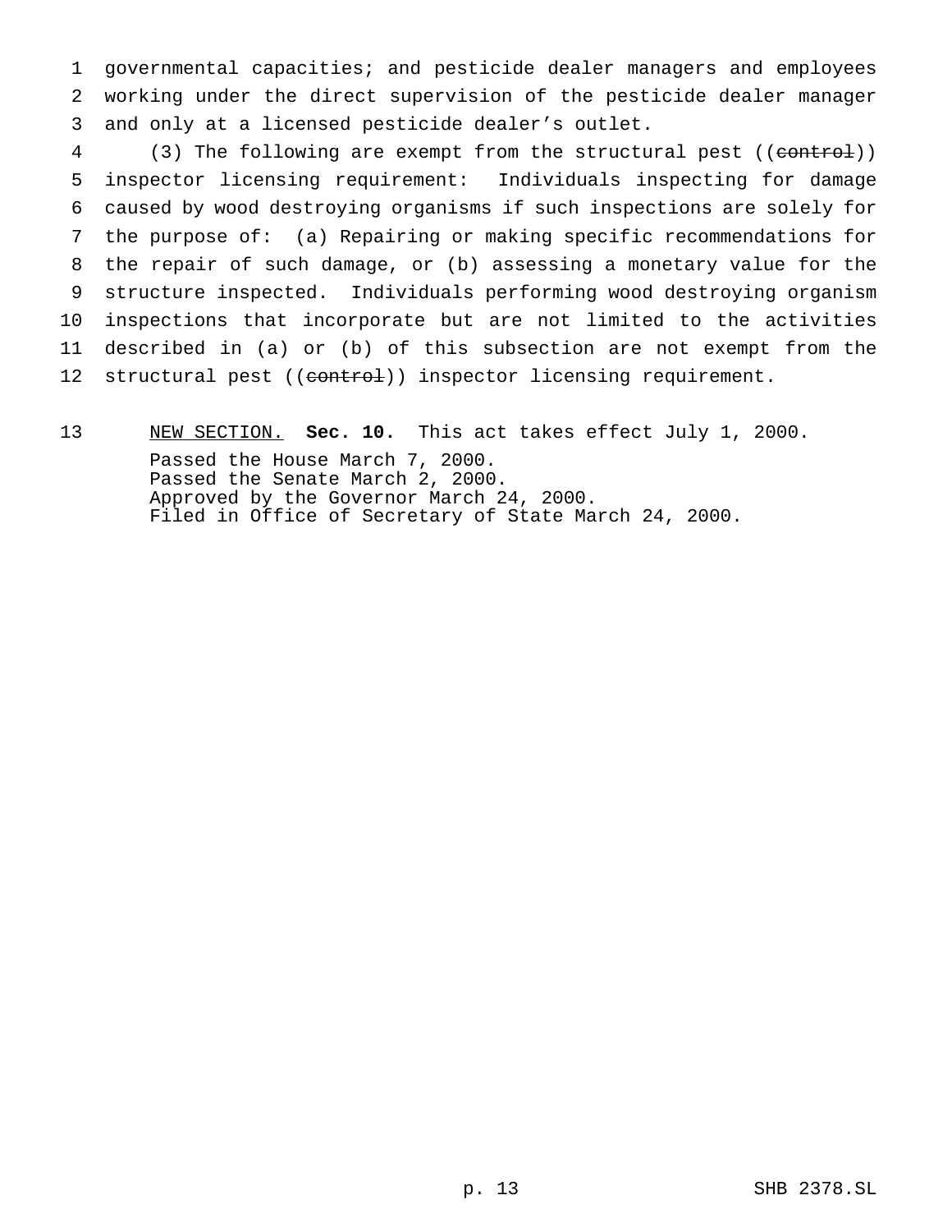governmental capacities; and pesticide dealer managers and employees working under the direct supervision of the pesticide dealer manager and only at a licensed pesticide dealer's outlet.

(3) The following are exempt from the structural pest ((~~control~~)) inspector licensing requirement: Individuals inspecting for damage caused by wood destroying organisms if such inspections are solely for the purpose of: (a) Repairing or making specific recommendations for the repair of such damage, or (b) assessing a monetary value for the structure inspected. Individuals performing wood destroying organism inspections that incorporate but are not limited to the activities described in (a) or (b) of this subsection are not exempt from the structural pest ((~~control~~)) inspector licensing requirement.

NEW SECTION. **Sec. 10.** This act takes effect July 1, 2000.

Passed the House March 7, 2000.
Passed the Senate March 2, 2000.
Approved by the Governor March 24, 2000.
Filed in Office of Secretary of State March 24, 2000.